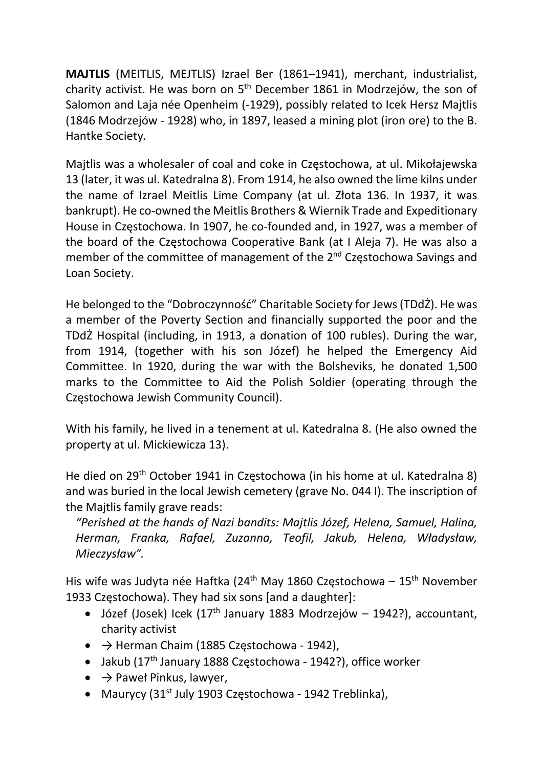**MAJTLIS** (MEITLIS, MEJTLIS) Izrael Ber (1861–1941), merchant, industrialist, charity activist. He was born on 5th December 1861 in Modrzejów, the son of Salomon and Laja née Openheim (-1929), possibly related to Icek Hersz Majtlis (1846 Modrzejów - 1928) who, in 1897, leased a mining plot (iron ore) to the B. Hantke Society.

Majtlis was a wholesaler of coal and coke in Częstochowa, at ul. Mikołajewska 13 (later, it was ul. Katedralna 8). From 1914, he also owned the lime kilns under the name of Izrael Meitlis Lime Company (at ul. Złota 136. In 1937, it was bankrupt). He co-owned the Meitlis Brothers & Wiernik Trade and Expeditionary House in Częstochowa. In 1907, he co-founded and, in 1927, was a member of the board of the Częstochowa Cooperative Bank (at I Aleja 7). He was also a member of the committee of management of the 2nd Częstochowa Savings and Loan Society.

He belonged to the "Dobroczynność" Charitable Society for Jews (TDdŻ). He was a member of the Poverty Section and financially supported the poor and the TDdŻ Hospital (including, in 1913, a donation of 100 rubles). During the war, from 1914, (together with his son Józef) he helped the Emergency Aid Committee. In 1920, during the war with the Bolsheviks, he donated 1,500 marks to the Committee to Aid the Polish Soldier (operating through the Częstochowa Jewish Community Council).

With his family, he lived in a tenement at ul. Katedralna 8. (He also owned the property at ul. Mickiewicza 13).

He died on 29th October 1941 in Częstochowa (in his home at ul. Katedralna 8) and was buried in the local Jewish cemetery (grave No. 044 I). The inscription of the Majtlis family grave reads:

> *"Perished at the hands of Nazi bandits: Majtlis Józef, Helena, Samuel, Halina, Herman, Franka, Rafael, Zuzanna, Teofil, Jakub, Helena, Władysław, Mieczysław".*

His wife was Judyta née Haftka (24th May 1860 Częstochowa – 15th November 1933 Częstochowa). They had six sons [and a daughter]:

- Józef (Josek) Icek (17th January 1883 Modrzejów – 1942?), accountant, charity activist
- → Herman Chaim (1885 Częstochowa - 1942),
- Jakub (17th January 1888 Częstochowa - 1942?), office worker
- → Paweł Pinkus, lawyer,
- Maurycy (31st July 1903 Częstochowa - 1942 Treblinka),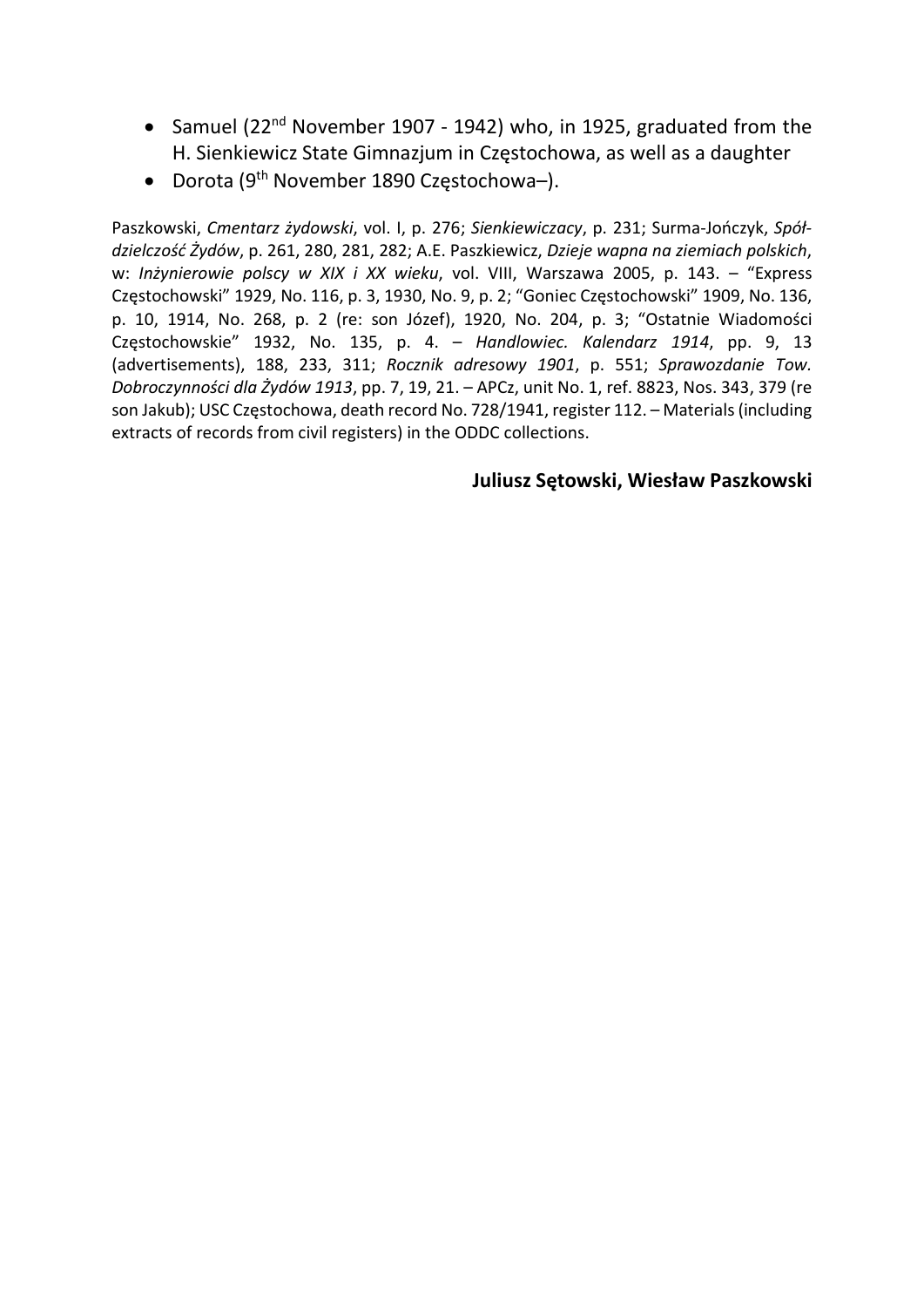- Samuel (22nd November 1907 - 1942) who, in 1925, graduated from the H. Sienkiewicz State Gimnazjum in Częstochowa, as well as a daughter
- Dorota (9th November 1890 Częstochowa–).

Paszkowski, *Cmentarz żydowski*, vol. I, p. 276; *Sienkiewiczacy*, p. 231; Surma-Jończyk, *Spółdzielczość Żydów*, p. 261, 280, 281, 282; A.E. Paszkiewicz, *Dzieje wapna na ziemiach polskich*, w: *Inżynierowie polscy w XIX i XX wieku*, vol. VIII, Warszawa 2005, p. 143. – "Express Częstochowski" 1929, No. 116, p. 3, 1930, No. 9, p. 2; "Goniec Częstochowski" 1909, No. 136, p. 10, 1914, No. 268, p. 2 (re: son Józef), 1920, No. 204, p. 3; "Ostatnie Wiadomości Częstochowskie" 1932, No. 135, p. 4. – *Handlowiec. Kalendarz 1914*, pp. 9, 13 (advertisements), 188, 233, 311; *Rocznik adresowy 1901*, p. 551; *Sprawozdanie Tow. Dobroczynności dla Żydów 1913*, pp. 7, 19, 21. – APCz, unit No. 1, ref. 8823, Nos. 343, 379 (re son Jakub); USC Częstochowa, death record No. 728/1941, register 112. – Materials (including extracts of records from civil registers) in the ODDC collections.

**Juliusz Sętowski, Wiesław Paszkowski**